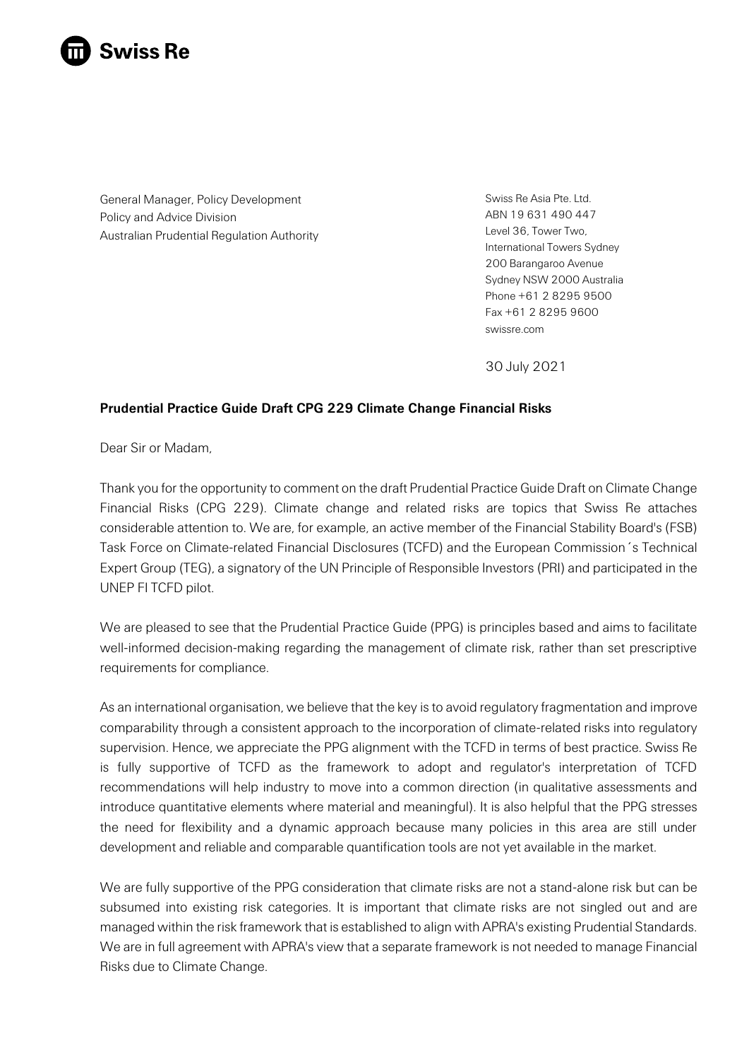**Swiss Re**

General Manager, Policy Development
Policy and Advice Division
Australian Prudential Regulation Authority

Swiss Re Asia Pte. Ltd.
ABN 19 631 490 447
Level 36, Tower Two,
International Towers Sydney
200 Barangaroo Avenue
Sydney NSW 2000 Australia
Phone +61 2 8295 9500
Fax +61 2 8295 9600
swissre.com

30 July 2021

**Prudential Practice Guide Draft CPG 229 Climate Change Financial Risks**

Dear Sir or Madam,

Thank you for the opportunity to comment on the draft Prudential Practice Guide Draft on Climate Change Financial Risks (CPG 229). Climate change and related risks are topics that Swiss Re attaches considerable attention to. We are, for example, an active member of the Financial Stability Board's (FSB) Task Force on Climate-related Financial Disclosures (TCFD) and the European Commission´s Technical Expert Group (TEG), a signatory of the UN Principle of Responsible Investors (PRI) and participated in the UNEP FI TCFD pilot.

We are pleased to see that the Prudential Practice Guide (PPG) is principles based and aims to facilitate well-informed decision-making regarding the management of climate risk, rather than set prescriptive requirements for compliance.

As an international organisation, we believe that the key is to avoid regulatory fragmentation and improve comparability through a consistent approach to the incorporation of climate-related risks into regulatory supervision. Hence, we appreciate the PPG alignment with the TCFD in terms of best practice. Swiss Re is fully supportive of TCFD as the framework to adopt and regulator's interpretation of TCFD recommendations will help industry to move into a common direction (in qualitative assessments and introduce quantitative elements where material and meaningful). It is also helpful that the PPG stresses the need for flexibility and a dynamic approach because many policies in this area are still under development and reliable and comparable quantification tools are not yet available in the market.

We are fully supportive of the PPG consideration that climate risks are not a stand-alone risk but can be subsumed into existing risk categories. It is important that climate risks are not singled out and are managed within the risk framework that is established to align with APRA's existing Prudential Standards. We are in full agreement with APRA's view that a separate framework is not needed to manage Financial Risks due to Climate Change.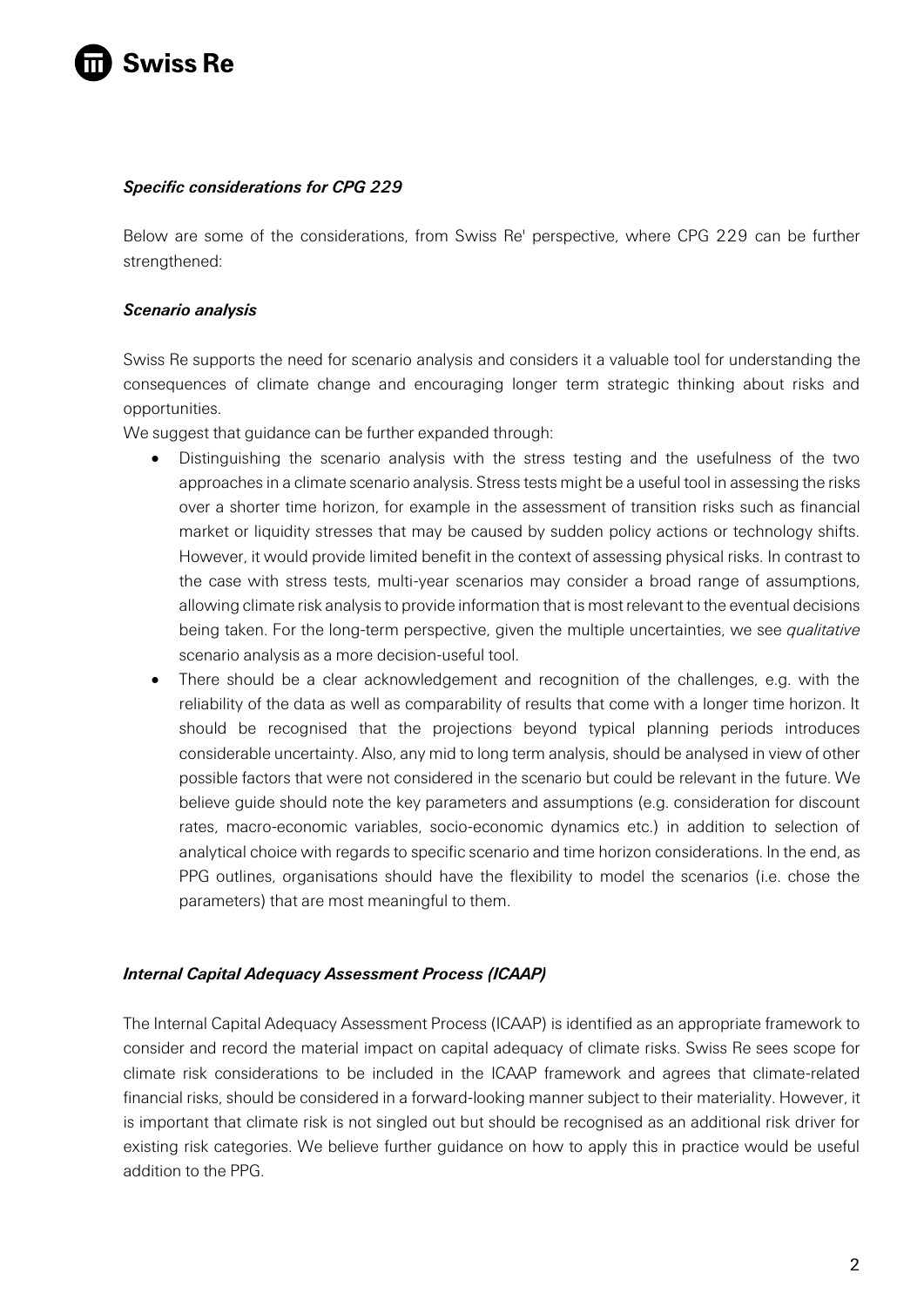***Specific considerations for CPG 229***

Below are some of the considerations, from Swiss Re' perspective, where CPG 229 can be further strengthened:

***Scenario analysis***

Swiss Re supports the need for scenario analysis and considers it a valuable tool for understanding the consequences of climate change and encouraging longer term strategic thinking about risks and opportunities.

We suggest that guidance can be further expanded through:

- Distinguishing the scenario analysis with the stress testing and the usefulness of the two approaches in a climate scenario analysis. Stress tests might be a useful tool in assessing the risks over a shorter time horizon, for example in the assessment of transition risks such as financial market or liquidity stresses that may be caused by sudden policy actions or technology shifts. However, it would provide limited benefit in the context of assessing physical risks. In contrast to the case with stress tests, multi-year scenarios may consider a broad range of assumptions, allowing climate risk analysis to provide information that is most relevant to the eventual decisions being taken. For the long-term perspective, given the multiple uncertainties, we see *qualitative* scenario analysis as a more decision-useful tool.
- There should be a clear acknowledgement and recognition of the challenges, e.g. with the reliability of the data as well as comparability of results that come with a longer time horizon. It should be recognised that the projections beyond typical planning periods introduces considerable uncertainty. Also, any mid to long term analysis, should be analysed in view of other possible factors that were not considered in the scenario but could be relevant in the future. We believe guide should note the key parameters and assumptions (e.g. consideration for discount rates, macro-economic variables, socio-economic dynamics etc.) in addition to selection of analytical choice with regards to specific scenario and time horizon considerations. In the end, as PPG outlines, organisations should have the flexibility to model the scenarios (i.e. chose the parameters) that are most meaningful to them.

***Internal Capital Adequacy Assessment Process (ICAAP)***

The Internal Capital Adequacy Assessment Process (ICAAP) is identified as an appropriate framework to consider and record the material impact on capital adequacy of climate risks. Swiss Re sees scope for climate risk considerations to be included in the ICAAP framework and agrees that climate-related financial risks, should be considered in a forward-looking manner subject to their materiality. However, it is important that climate risk is not singled out but should be recognised as an additional risk driver for existing risk categories. We believe further guidance on how to apply this in practice would be useful addition to the PPG.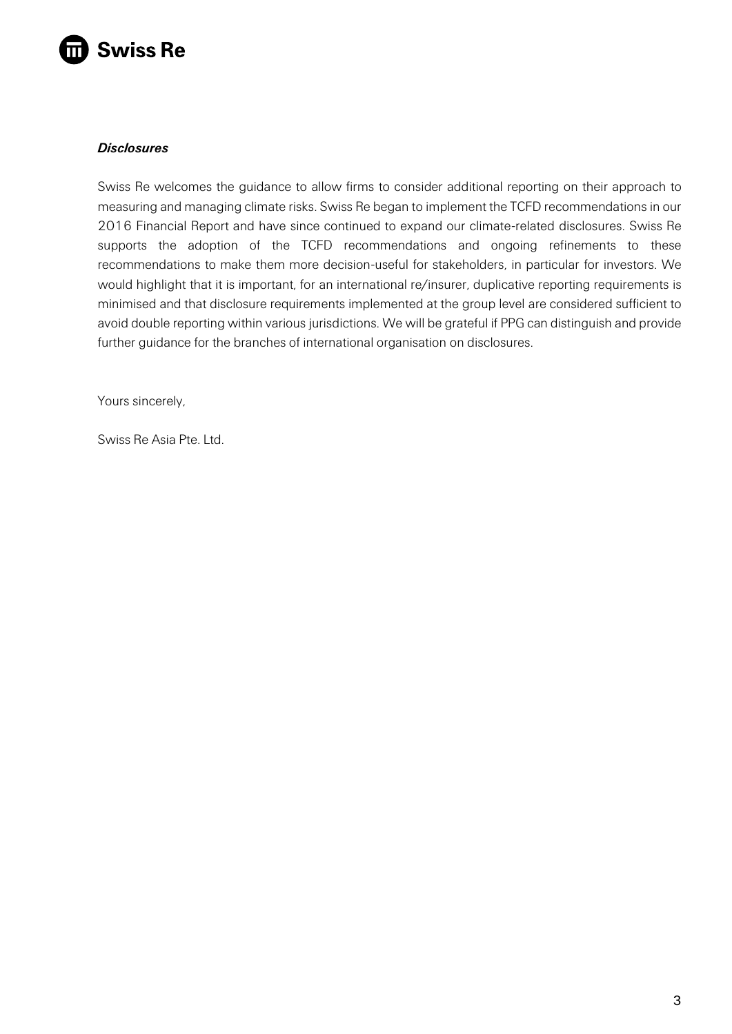***Disclosures***

Swiss Re welcomes the guidance to allow firms to consider additional reporting on their approach to measuring and managing climate risks. Swiss Re began to implement the TCFD recommendations in our 2016 Financial Report and have since continued to expand our climate-related disclosures. Swiss Re supports the adoption of the TCFD recommendations and ongoing refinements to these recommendations to make them more decision-useful for stakeholders, in particular for investors. We would highlight that it is important, for an international re/insurer, duplicative reporting requirements is minimised and that disclosure requirements implemented at the group level are considered sufficient to avoid double reporting within various jurisdictions. We will be grateful if PPG can distinguish and provide further guidance for the branches of international organisation on disclosures.

Yours sincerely,

Swiss Re Asia Pte. Ltd.